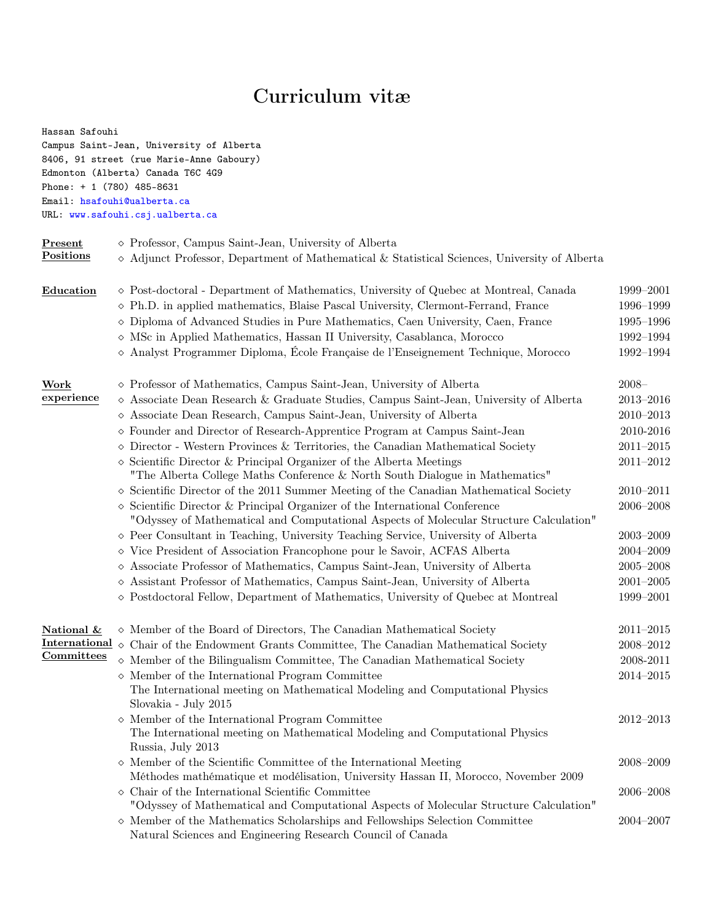# Curriculum vitæ

Hassan Safouhi
Campus Saint-Jean, University of Alberta
8406, 91 street (rue Marie-Anne Gaboury)
Edmonton (Alberta) Canada T6C 4G9
Phone: + 1 (780) 485-8631
Email: hsafouhi@ualberta.ca
URL: www.safouhi.csj.ualberta.ca

## Present Positions

- ⋄ Professor, Campus Saint-Jean, University of Alberta
- ⋄ Adjunct Professor, Department of Mathematical & Statistical Sciences, University of Alberta

## Education

| | |
|---|---|
| ⋄ Post-doctoral - Department of Mathematics, University of Quebec at Montreal, Canada | 1999–2001 |
| ⋄ Ph.D. in applied mathematics, Blaise Pascal University, Clermont-Ferrand, France | 1996–1999 |
| ⋄ Diploma of Advanced Studies in Pure Mathematics, Caen University, Caen, France | 1995–1996 |
| ⋄ MSc in Applied Mathematics, Hassan II University, Casablanca, Morocco | 1992–1994 |
| ⋄ Analyst Programmer Diploma, École Française de l'Enseignement Technique, Morocco | 1992–1994 |

## Work experience

| | |
|---|---|
| ⋄ Professor of Mathematics, Campus Saint-Jean, University of Alberta | 2008– |
| ⋄ Associate Dean Research & Graduate Studies, Campus Saint-Jean, University of Alberta | 2013–2016 |
| ⋄ Associate Dean Research, Campus Saint-Jean, University of Alberta | 2010–2013 |
| ⋄ Founder and Director of Research-Apprentice Program at Campus Saint-Jean | 2010-2016 |
| ⋄ Director - Western Provinces & Territories, the Canadian Mathematical Society | 2011–2015 |
| ⋄ Scientific Director & Principal Organizer of the Alberta Meetings "The Alberta College Maths Conference & North South Dialogue in Mathematics" | 2011–2012 |
| ⋄ Scientific Director of the 2011 Summer Meeting of the Canadian Mathematical Society | 2010–2011 |
| ⋄ Scientific Director & Principal Organizer of the International Conference "Odyssey of Mathematical and Computational Aspects of Molecular Structure Calculation" | 2006–2008 |
| ⋄ Peer Consultant in Teaching, University Teaching Service, University of Alberta | 2003–2009 |
| ⋄ Vice President of Association Francophone pour le Savoir, ACFAS Alberta | 2004–2009 |
| ⋄ Associate Professor of Mathematics, Campus Saint-Jean, University of Alberta | 2005–2008 |
| ⋄ Assistant Professor of Mathematics, Campus Saint-Jean, University of Alberta | 2001–2005 |
| ⋄ Postdoctoral Fellow, Department of Mathematics, University of Quebec at Montreal | 1999–2001 |

## National & International Committees

| | |
|---|---|
| ⋄ Member of the Board of Directors, The Canadian Mathematical Society | 2011–2015 |
| ⋄ Chair of the Endowment Grants Committee, The Canadian Mathematical Society | 2008–2012 |
| ⋄ Member of the Bilingualism Committee, The Canadian Mathematical Society | 2008-2011 |
| ⋄ Member of the International Program Committee<br>The International meeting on Mathematical Modeling and Computational Physics<br>Slovakia - July 2015 | 2014–2015 |
| ⋄ Member of the International Program Committee<br>The International meeting on Mathematical Modeling and Computational Physics<br>Russia, July 2013 | 2012–2013 |
| ⋄ Member of the Scientific Committee of the International Meeting<br>Méthodes mathématique et modélisation, University Hassan II, Morocco, November 2009 | 2008–2009 |
| ⋄ Chair of the International Scientific Committee<br>"Odyssey of Mathematical and Computational Aspects of Molecular Structure Calculation" | 2006–2008 |
| ⋄ Member of the Mathematics Scholarships and Fellowships Selection Committee<br>Natural Sciences and Engineering Research Council of Canada | 2004–2007 |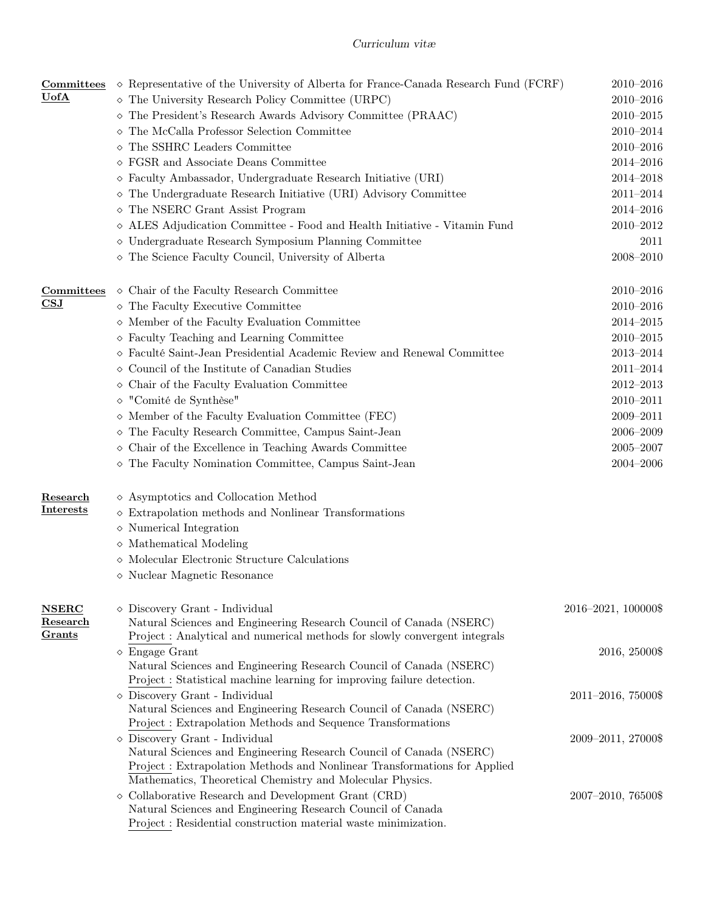## Committees UofA

- Representative of the University of Alberta for France-Canada Research Fund (FCRF) — 2010–2016
- The University Research Policy Committee (URPC) — 2010–2016
- The President's Research Awards Advisory Committee (PRAAC) — 2010–2015
- The McCalla Professor Selection Committee — 2010–2014
- The SSHRC Leaders Committee — 2010–2016
- FGSR and Associate Deans Committee — 2014–2016
- Faculty Ambassador, Undergraduate Research Initiative (URI) — 2014–2018
- The Undergraduate Research Initiative (URI) Advisory Committee — 2011–2014
- The NSERC Grant Assist Program — 2014–2016
- ALES Adjudication Committee - Food and Health Initiative - Vitamin Fund — 2010–2012
- Undergraduate Research Symposium Planning Committee — 2011
- The Science Faculty Council, University of Alberta — 2008–2010

## Committees CSJ

- Chair of the Faculty Research Committee — 2010–2016
- The Faculty Executive Committee — 2010–2016
- Member of the Faculty Evaluation Committee — 2014–2015
- Faculty Teaching and Learning Committee — 2010–2015
- Faculté Saint-Jean Presidential Academic Review and Renewal Committee — 2013–2014
- Council of the Institute of Canadian Studies — 2011–2014
- Chair of the Faculty Evaluation Committee — 2012–2013
- "Comité de Synthèse" — 2010–2011
- Member of the Faculty Evaluation Committee (FEC) — 2009–2011
- The Faculty Research Committee, Campus Saint-Jean — 2006–2009
- Chair of the Excellence in Teaching Awards Committee — 2005–2007
- The Faculty Nomination Committee, Campus Saint-Jean — 2004–2006

## Research Interests

- Asymptotics and Collocation Method
- Extrapolation methods and Nonlinear Transformations
- Numerical Integration
- Mathematical Modeling
- Molecular Electronic Structure Calculations
- Nuclear Magnetic Resonance

## NSERC Research Grants

- Discovery Grant - Individual — 2016–2021, 100000$
  Natural Sciences and Engineering Research Council of Canada (NSERC)
  Project : Analytical and numerical methods for slowly convergent integrals
- Engage Grant — 2016, 25000$
  Natural Sciences and Engineering Research Council of Canada (NSERC)
  Project : Statistical machine learning for improving failure detection.
- Discovery Grant - Individual — 2011–2016, 75000$
  Natural Sciences and Engineering Research Council of Canada (NSERC)
  Project : Extrapolation Methods and Sequence Transformations
- Discovery Grant - Individual — 2009–2011, 27000$
  Natural Sciences and Engineering Research Council of Canada (NSERC)
  Project : Extrapolation Methods and Nonlinear Transformations for Applied Mathematics, Theoretical Chemistry and Molecular Physics.
- Collaborative Research and Development Grant (CRD) — 2007–2010, 76500$
  Natural Sciences and Engineering Research Council of Canada
  Project : Residential construction material waste minimization.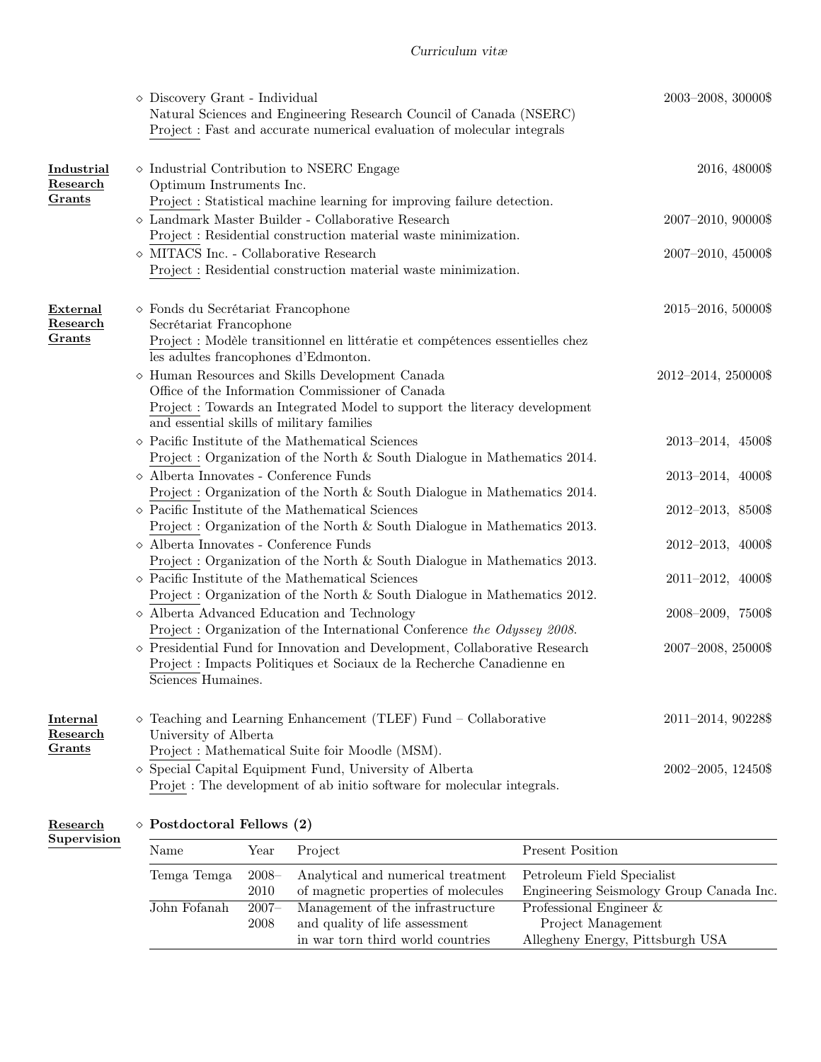- Discovery Grant - Individual — 2003–2008, 30000$
  Natural Sciences and Engineering Research Council of Canada (NSERC)
  Project : Fast and accurate numerical evaluation of molecular integrals

## Industrial Research Grants

- Industrial Contribution to NSERC Engage — 2016, 48000$
  Optimum Instruments Inc.
  Project : Statistical machine learning for improving failure detection.
- Landmark Master Builder - Collaborative Research — 2007–2010, 90000$
  Project : Residential construction material waste minimization.
- MITACS Inc. - Collaborative Research — 2007–2010, 45000$
  Project : Residential construction material waste minimization.

## External Research Grants

- Fonds du Secrétariat Francophone — 2015–2016, 50000$
  Secrétariat Francophone
  Project : Modèle transitionnel en littératie et compétences essentielles chez les adultes francophones d'Edmonton.
- Human Resources and Skills Development Canada — 2012–2014, 250000$
  Office of the Information Commissioner of Canada
  Project : Towards an Integrated Model to support the literacy development and essential skills of military families
- Pacific Institute of the Mathematical Sciences — 2013–2014, 4500$
  Project : Organization of the North & South Dialogue in Mathematics 2014.
- Alberta Innovates - Conference Funds — 2013–2014, 4000$
  Project : Organization of the North & South Dialogue in Mathematics 2014.
- Pacific Institute of the Mathematical Sciences — 2012–2013, 8500$
  Project : Organization of the North & South Dialogue in Mathematics 2013.
- Alberta Innovates - Conference Funds — 2012–2013, 4000$
  Project : Organization of the North & South Dialogue in Mathematics 2013.
- Pacific Institute of the Mathematical Sciences — 2011–2012, 4000$
  Project : Organization of the North & South Dialogue in Mathematics 2012.
- Alberta Advanced Education and Technology — 2008–2009, 7500$
  Project : Organization of the International Conference *the Odyssey 2008*.
- Presidential Fund for Innovation and Development, Collaborative Research — 2007–2008, 25000$
  Project : Impacts Politiques et Sociaux de la Recherche Canadienne en Sciences Humaines.

## Internal Research Grants

- Teaching and Learning Enhancement (TLEF) Fund – Collaborative — 2011–2014, 90228$
  University of Alberta
  Project : Mathematical Suite foir Moodle (MSM).
- Special Capital Equipment Fund, University of Alberta — 2002–2005, 12450$
  Projet : The development of ab initio software for molecular integrals.

## Research Supervision

- **Postdoctoral Fellows (2)**

| Name | Year | Project | Present Position |
|---|---|---|---|
| Temga Temga | 2008–2010 | Analytical and numerical treatment of magnetic properties of molecules | Petroleum Field Specialist Engineering Seismology Group Canada Inc. |
| John Fofanah | 2007–2008 | Management of the infrastructure and quality of life assessment in war torn third world countries | Professional Engineer & Project Management Allegheny Energy, Pittsburgh USA |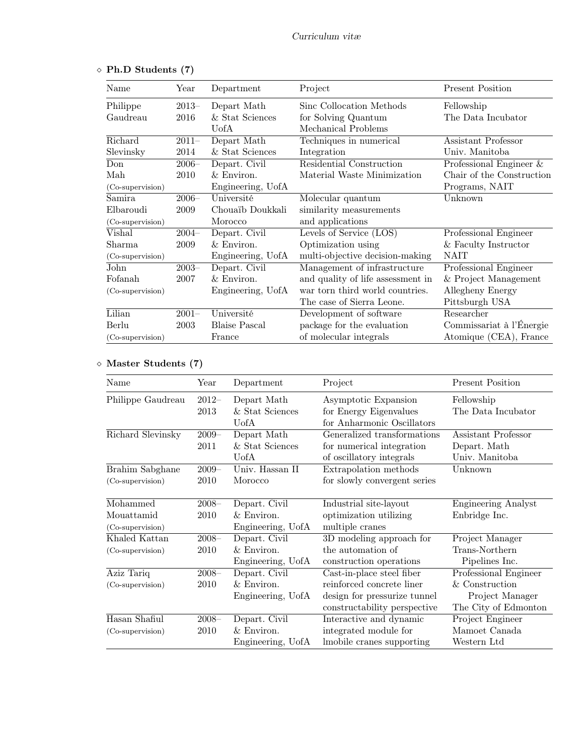◇ **Ph.D Students (7)**

| Name | Year | Department | Project | Present Position |
|---|---|---|---|---|
| Philippe Gaudreau | 2013–2016 | Depart Math & Stat Sciences UofA | Sinc Collocation Methods for Solving Quantum Mechanical Problems | Fellowship The Data Incubator |
| Richard Slevinsky | 2011–2014 | Depart Math & Stat Sciences | Techniques in numerical Integration | Assistant Professor Univ. Manitoba |
| Don Mah (Co-supervision) | 2006–2010 | Depart. Civil & Environ. Engineering, UofA | Residential Construction Material Waste Minimization | Professional Engineer & Chair of the Construction Programs, NAIT |
| Samira Elbaroudi (Co-supervision) | 2006–2009 | Université Chouaïb Doukkali Morocco | Molecular quantum similarity measurements and applications | Unknown |
| Vishal Sharma (Co-supervision) | 2004–2009 | Depart. Civil & Environ. Engineering, UofA | Levels of Service (LOS) Optimization using multi-objective decision-making | Professional Engineer & Faculty Instructor NAIT |
| John Fofanah (Co-supervision) | 2003–2007 | Depart. Civil & Environ. Engineering, UofA | Management of infrastructure and quality of life assessment in war torn third world countries. The case of Sierra Leone. | Professional Engineer & Project Management Allegheny Energy Pittsburgh USA |
| Lilian Berlu (Co-supervision) | 2001–2003 | Université Blaise Pascal France | Development of software package for the evaluation of molecular integrals | Researcher Commissariat à l'Énergie Atomique (CEA), France |

◇ **Master Students (7)**

| Name | Year | Department | Project | Present Position |
|---|---|---|---|---|
| Philippe Gaudreau | 2012–2013 | Depart Math & Stat Sciences UofA | Asymptotic Expansion for Energy Eigenvalues for Anharmonic Oscillators | Fellowship The Data Incubator |
| Richard Slevinsky | 2009–2011 | Depart Math & Stat Sciences UofA | Generalized transformations for numerical integration of oscillatory integrals | Assistant Professor Depart. Math Univ. Manitoba |
| Brahim Sabghane (Co-supervision) | 2009–2010 | Univ. Hassan II Morocco | Extrapolation methods for slowly convergent series | Unknown |
| Mohammed Mouattamid (Co-supervision) | 2008–2010 | Depart. Civil & Environ. Engineering, UofA | Industrial site-layout optimization utilizing multiple cranes | Engineering Analyst Enbridge Inc. |
| Khaled Kattan (Co-supervision) | 2008–2010 | Depart. Civil & Environ. Engineering, UofA | 3D modeling approach for the automation of construction operations | Project Manager Trans-Northern Pipelines Inc. |
| Aziz Tariq (Co-supervision) | 2008–2010 | Depart. Civil & Environ. Engineering, UofA | Cast-in-place steel fiber reinforced concrete liner design for pressurize tunnel constructability perspective | Professional Engineer & Construction Project Manager The City of Edmonton |
| Hasan Shafiul (Co-supervision) | 2008–2010 | Depart. Civil & Environ. Engineering, UofA | Interactive and dynamic integrated module for lmobile cranes supporting | Project Engineer Mamoet Canada Western Ltd |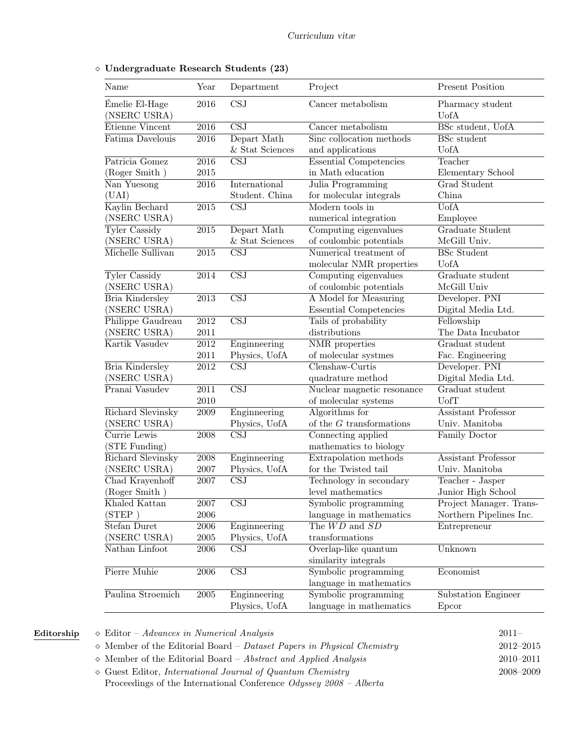◇ **Undergraduate Research Students (23)**

| Name | Year | Department | Project | Present Position |
|---|---|---|---|---|
| Émelie El-Hage (NSERC USRA) | 2016 | CSJ | Cancer metabolism | Pharmacy student UofA |
| Etienne Vincent | 2016 | CSJ | Cancer metabolism | BSc student, UofA |
| Fatima Davelouis | 2016 | Depart Math & Stat Sciences | Sinc collocation methods and applications | BSc student UofA |
| Patricia Gomez (Roger Smith ) | 2016 2015 | CSJ | Essential Competencies in Math education | Teacher Elementary School |
| Nan Yuesong (UAI) | 2016 | International Student. China | Julia Programming for molecular integrals | Grad Student China |
| Kaylin Bechard (NSERC USRA) | 2015 | CSJ | Modern tools in numerical integration | UofA Employee |
| Tyler Cassidy (NSERC USRA) | 2015 | Depart Math & Stat Sciences | Computing eigenvalues of coulombic potentials | Graduate Student McGill Univ. |
| Michelle Sullivan | 2015 | CSJ | Numerical treatment of molecular NMR properties | BSc Student UofA |
| Tyler Cassidy (NSERC USRA) | 2014 | CSJ | Computing eigenvalues of coulombic potentials | Graduate student McGill Univ |
| Bria Kindersley (NSERC USRA) | 2013 | CSJ | A Model for Measuring Essential Competencies | Developer. PNI Digital Media Ltd. |
| Philippe Gaudreau (NSERC USRA) | 2012 2011 | CSJ | Tails of probability distributions | Fellowship The Data Incubator |
| Kartik Vasudev | 2012 2011 | Enginneering Physics, UofA | NMR properties of molecular systmes | Graduat student Fac. Engineering |
| Bria Kindersley (NSERC USRA) | 2012 | CSJ | Clenshaw-Curtis quadrature method | Developer. PNI Digital Media Ltd. |
| Pranai Vasudev | 2011 2010 | CSJ | Nuclear magnetic resonance of molecular systems | Graduat student UofT |
| Richard Slevinsky (NSERC USRA) | 2009 | Enginneering Physics, UofA | Algorithms for of the $G$ transformations | Assistant Professor Univ. Manitoba |
| Currie Lewis (STE Funding) | 2008 | CSJ | Connecting applied mathematics to biology | Family Doctor |
| Richard Slevinsky (NSERC USRA) | 2008 2007 | Enginneering Physics, UofA | Extrapolation methods for the Twisted tail | Assistant Professor Univ. Manitoba |
| Chad Krayenhoff (Roger Smith ) | 2007 | CSJ | Technology in secondary level mathematics | Teacher - Jasper Junior High School |
| Khaled Kattan (STEP ) | 2007 2006 | CSJ | Symbolic programming language in mathematics | Project Manager. Trans-Northern Pipelines Inc. |
| Stefan Duret (NSERC USRA) | 2006 2005 | Enginneering Physics, UofA | The $WD$ and $SD$ transformations | Entrepreneur |
| Nathan Linfoot | 2006 | CSJ | Overlap-like quantum similarity integrals | Unknown |
| Pierre Muhie | 2006 | CSJ | Symbolic programming language in mathematics | Economist |
| Paulina Stroemich | 2005 | Enginneering Physics, UofA | Symbolic programming language in mathematics | Substation Engineer Epcor |

**Editorship**

- ◇ Editor – *Advances in Numerical Analysis* 2011–
- ◇ Member of the Editorial Board – *Dataset Papers in Physical Chemistry* 2012–2015
- ◇ Member of the Editorial Board – *Abstract and Applied Analysis* 2010–2011
- ◇ Guest Editor, *International Journal of Quantum Chemistry* 2008–2009
  Proceedings of the International Conference *Odyssey 2008 – Alberta*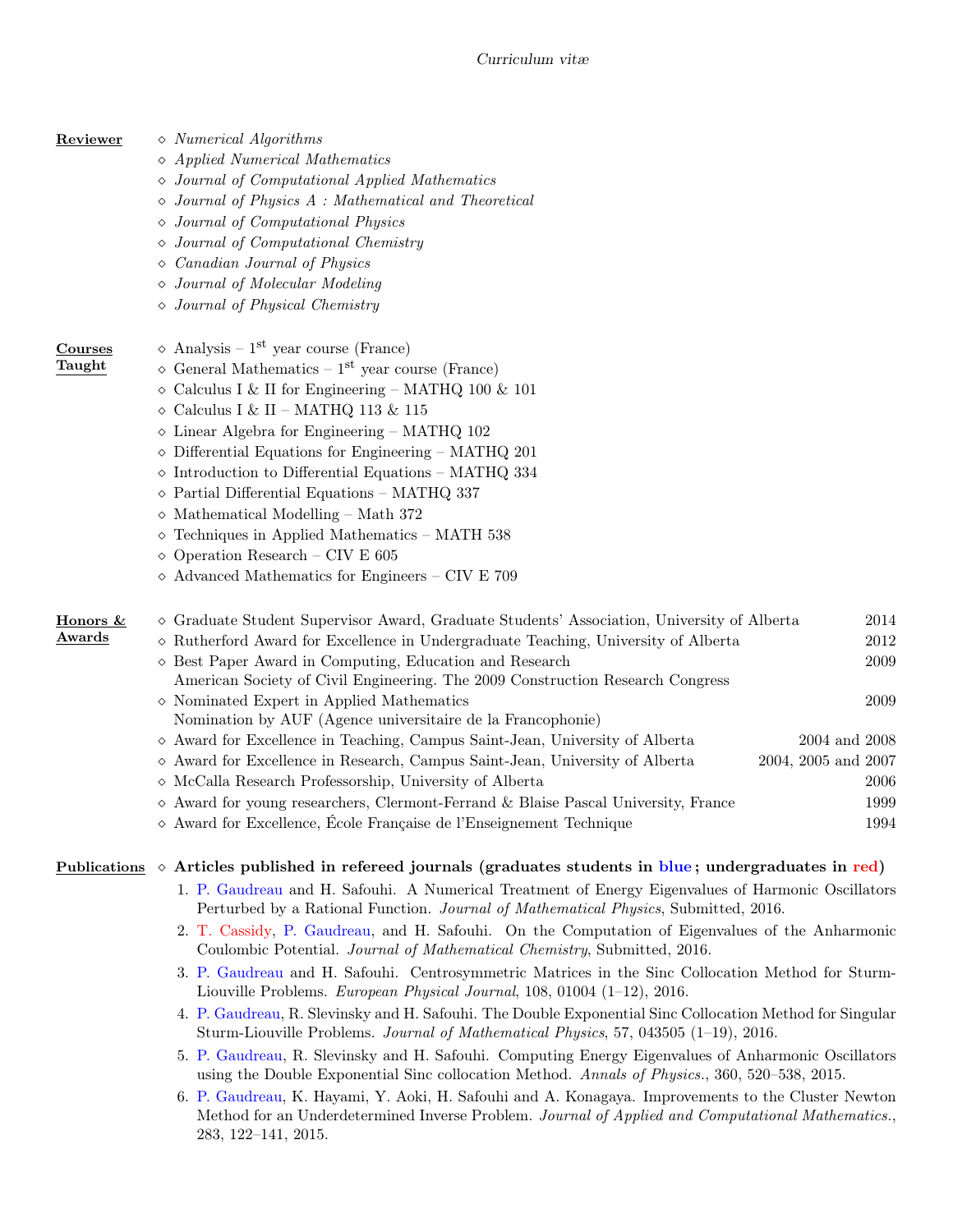## Reviewer

- *Numerical Algorithms*
- *Applied Numerical Mathematics*
- *Journal of Computational Applied Mathematics*
- *Journal of Physics A : Mathematical and Theoretical*
- *Journal of Computational Physics*
- *Journal of Computational Chemistry*
- *Canadian Journal of Physics*
- *Journal of Molecular Modeling*
- *Journal of Physical Chemistry*

## Courses Taught

- Analysis – 1st year course (France)
- General Mathematics – 1st year course (France)
- Calculus I & II for Engineering – MATHQ 100 & 101
- Calculus I & II – MATHQ 113 & 115
- Linear Algebra for Engineering – MATHQ 102
- Differential Equations for Engineering – MATHQ 201
- Introduction to Differential Equations – MATHQ 334
- Partial Differential Equations – MATHQ 337
- Mathematical Modelling – Math 372
- Techniques in Applied Mathematics – MATH 538
- Operation Research – CIV E 605
- Advanced Mathematics for Engineers – CIV E 709

## Honors & Awards

- Graduate Student Supervisor Award, Graduate Students' Association, University of Alberta — 2014
- Rutherford Award for Excellence in Undergraduate Teaching, University of Alberta — 2012
- Best Paper Award in Computing, Education and Research — 2009
  American Society of Civil Engineering. The 2009 Construction Research Congress
- Nominated Expert in Applied Mathematics — 2009
  Nomination by AUF (Agence universitaire de la Francophonie)
- Award for Excellence in Teaching, Campus Saint-Jean, University of Alberta — 2004 and 2008
- Award for Excellence in Research, Campus Saint-Jean, University of Alberta — 2004, 2005 and 2007
- McCalla Research Professorship, University of Alberta — 2006
- Award for young researchers, Clermont-Ferrand & Blaise Pascal University, France — 1999
- Award for Excellence, École Française de l'Enseignement Technique — 1994

## Publications

- **Articles published in refereed journals (graduates students in blue ; undergraduates in red)**

1. P. Gaudreau and H. Safouhi. A Numerical Treatment of Energy Eigenvalues of Harmonic Oscillators Perturbed by a Rational Function. *Journal of Mathematical Physics*, Submitted, 2016.
2. T. Cassidy, P. Gaudreau, and H. Safouhi. On the Computation of Eigenvalues of the Anharmonic Coulombic Potential. *Journal of Mathematical Chemistry*, Submitted, 2016.
3. P. Gaudreau and H. Safouhi. Centrosymmetric Matrices in the Sinc Collocation Method for Sturm-Liouville Problems. *European Physical Journal*, 108, 01004 (1–12), 2016.
4. P. Gaudreau, R. Slevinsky and H. Safouhi. The Double Exponential Sinc Collocation Method for Singular Sturm-Liouville Problems. *Journal of Mathematical Physics*, 57, 043505 (1–19), 2016.
5. P. Gaudreau, R. Slevinsky and H. Safouhi. Computing Energy Eigenvalues of Anharmonic Oscillators using the Double Exponential Sinc collocation Method. *Annals of Physics.*, 360, 520–538, 2015.
6. P. Gaudreau, K. Hayami, Y. Aoki, H. Safouhi and A. Konagaya. Improvements to the Cluster Newton Method for an Underdetermined Inverse Problem. *Journal of Applied and Computational Mathematics.*, 283, 122–141, 2015.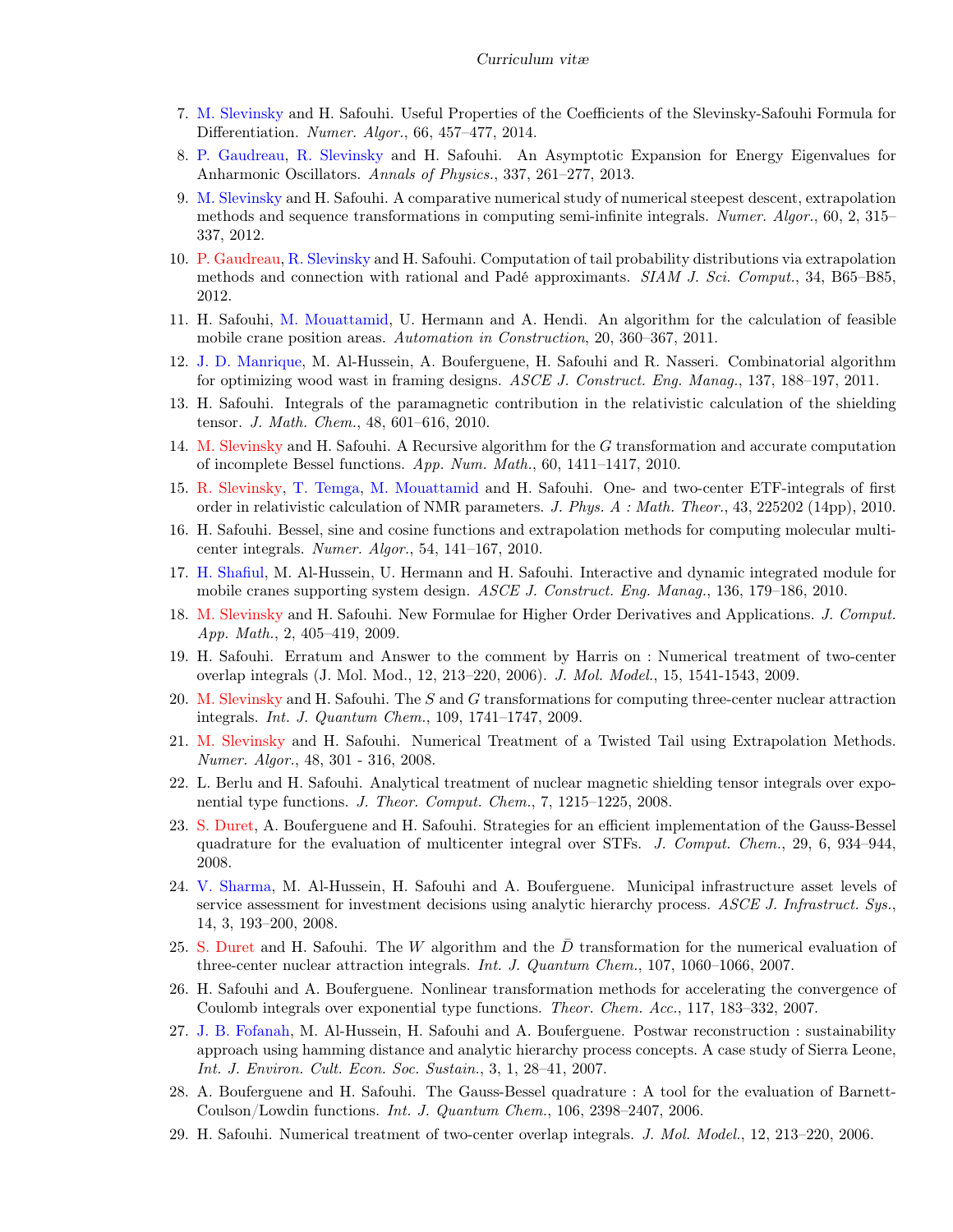7. M. Slevinsky and H. Safouhi. Useful Properties of the Coefficients of the Slevinsky-Safouhi Formula for Differentiation. *Numer. Algor.*, 66, 457–477, 2014.
8. P. Gaudreau, R. Slevinsky and H. Safouhi. An Asymptotic Expansion for Energy Eigenvalues for Anharmonic Oscillators. *Annals of Physics.*, 337, 261–277, 2013.
9. M. Slevinsky and H. Safouhi. A comparative numerical study of numerical steepest descent, extrapolation methods and sequence transformations in computing semi-infinite integrals. *Numer. Algor.*, 60, 2, 315–337, 2012.
10. P. Gaudreau, R. Slevinsky and H. Safouhi. Computation of tail probability distributions via extrapolation methods and connection with rational and Padé approximants. *SIAM J. Sci. Comput.*, 34, B65–B85, 2012.
11. H. Safouhi, M. Mouattamid, U. Hermann and A. Hendi. An algorithm for the calculation of feasible mobile crane position areas. *Automation in Construction*, 20, 360–367, 2011.
12. J. D. Manrique, M. Al-Hussein, A. Bouferguene, H. Safouhi and R. Nasseri. Combinatorial algorithm for optimizing wood wast in framing designs. *ASCE J. Construct. Eng. Manag.*, 137, 188–197, 2011.
13. H. Safouhi. Integrals of the paramagnetic contribution in the relativistic calculation of the shielding tensor. *J. Math. Chem.*, 48, 601–616, 2010.
14. M. Slevinsky and H. Safouhi. A Recursive algorithm for the $G$ transformation and accurate computation of incomplete Bessel functions. *App. Num. Math.*, 60, 1411–1417, 2010.
15. R. Slevinsky, T. Temga, M. Mouattamid and H. Safouhi. One- and two-center ETF-integrals of first order in relativistic calculation of NMR parameters. *J. Phys. A : Math. Theor.*, 43, 225202 (14pp), 2010.
16. H. Safouhi. Bessel, sine and cosine functions and extrapolation methods for computing molecular multi-center integrals. *Numer. Algor.*, 54, 141–167, 2010.
17. H. Shafiul, M. Al-Hussein, U. Hermann and H. Safouhi. Interactive and dynamic integrated module for mobile cranes supporting system design. *ASCE J. Construct. Eng. Manag.*, 136, 179–186, 2010.
18. M. Slevinsky and H. Safouhi. New Formulae for Higher Order Derivatives and Applications. *J. Comput. App. Math.*, 2, 405–419, 2009.
19. H. Safouhi. Erratum and Answer to the comment by Harris on : Numerical treatment of two-center overlap integrals (J. Mol. Mod., 12, 213–220, 2006). *J. Mol. Model.*, 15, 1541-1543, 2009.
20. M. Slevinsky and H. Safouhi. The $S$ and $G$ transformations for computing three-center nuclear attraction integrals. *Int. J. Quantum Chem.*, 109, 1741–1747, 2009.
21. M. Slevinsky and H. Safouhi. Numerical Treatment of a Twisted Tail using Extrapolation Methods. *Numer. Algor.*, 48, 301 - 316, 2008.
22. L. Berlu and H. Safouhi. Analytical treatment of nuclear magnetic shielding tensor integrals over exponential type functions. *J. Theor. Comput. Chem.*, 7, 1215–1225, 2008.
23. S. Duret, A. Bouferguene and H. Safouhi. Strategies for an efficient implementation of the Gauss-Bessel quadrature for the evaluation of multicenter integral over STFs. *J. Comput. Chem.*, 29, 6, 934–944, 2008.
24. V. Sharma, M. Al-Hussein, H. Safouhi and A. Bouferguene. Municipal infrastructure asset levels of service assessment for investment decisions using analytic hierarchy process. *ASCE J. Infrastruct. Sys.*, 14, 3, 193–200, 2008.
25. S. Duret and H. Safouhi. The $W$ algorithm and the $\bar{D}$ transformation for the numerical evaluation of three-center nuclear attraction integrals. *Int. J. Quantum Chem.*, 107, 1060–1066, 2007.
26. H. Safouhi and A. Bouferguene. Nonlinear transformation methods for accelerating the convergence of Coulomb integrals over exponential type functions. *Theor. Chem. Acc.*, 117, 183–332, 2007.
27. J. B. Fofanah, M. Al-Hussein, H. Safouhi and A. Bouferguene. Postwar reconstruction : sustainability approach using hamming distance and analytic hierarchy process concepts. A case study of Sierra Leone, *Int. J. Environ. Cult. Econ. Soc. Sustain.*, 3, 1, 28–41, 2007.
28. A. Bouferguene and H. Safouhi. The Gauss-Bessel quadrature : A tool for the evaluation of Barnett-Coulson/Lowdin functions. *Int. J. Quantum Chem.*, 106, 2398–2407, 2006.
29. H. Safouhi. Numerical treatment of two-center overlap integrals. *J. Mol. Model.*, 12, 213–220, 2006.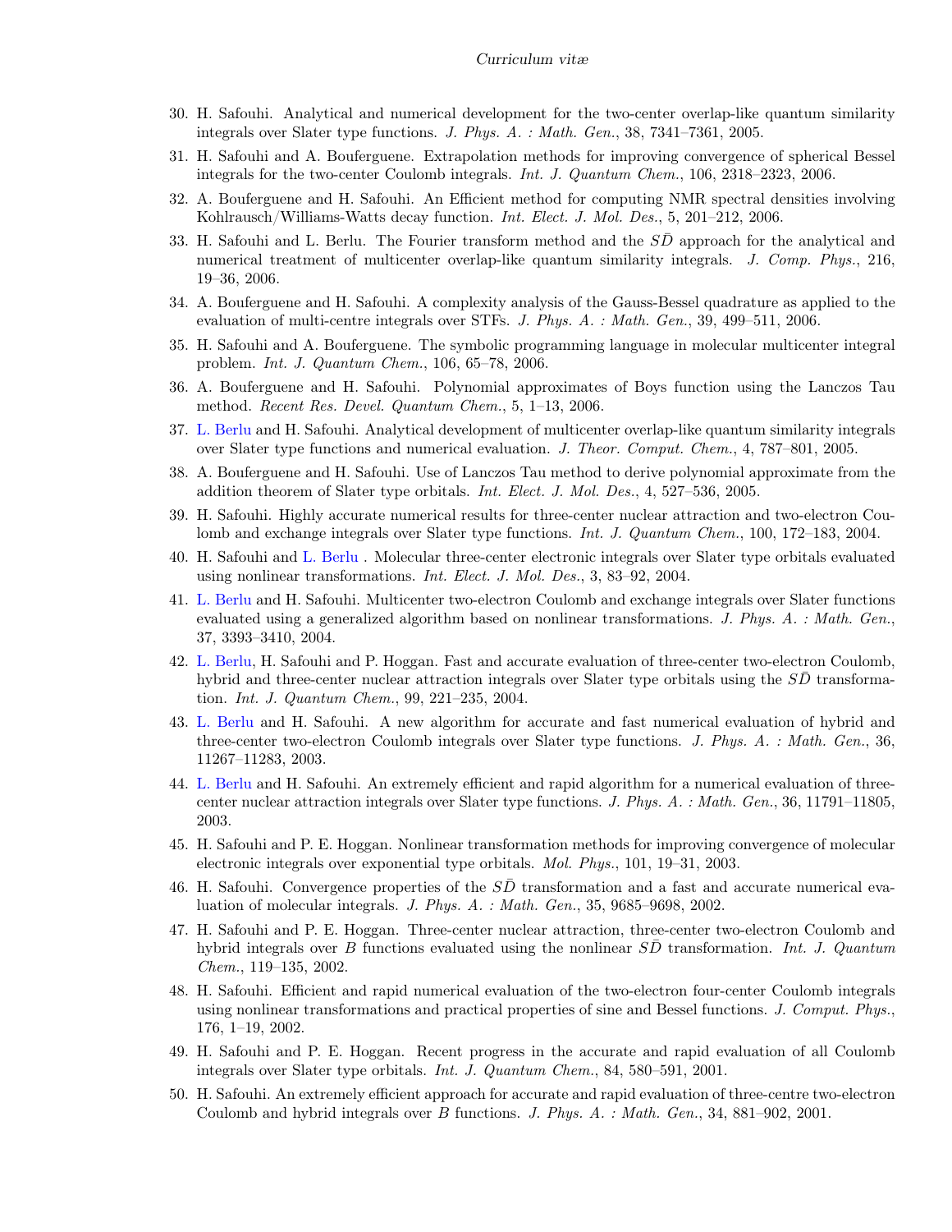30. H. Safouhi. Analytical and numerical development for the two-center overlap-like quantum similarity integrals over Slater type functions. *J. Phys. A. : Math. Gen.*, 38, 7341–7361, 2005.

31. H. Safouhi and A. Bouferguene. Extrapolation methods for improving convergence of spherical Bessel integrals for the two-center Coulomb integrals. *Int. J. Quantum Chem.*, 106, 2318–2323, 2006.

32. A. Bouferguene and H. Safouhi. An Efficient method for computing NMR spectral densities involving Kohlrausch/Williams-Watts decay function. *Int. Elect. J. Mol. Des.*, 5, 201–212, 2006.

33. H. Safouhi and L. Berlu. The Fourier transform method and the $S\bar{D}$ approach for the analytical and numerical treatment of multicenter overlap-like quantum similarity integrals. *J. Comp. Phys.*, 216, 19–36, 2006.

34. A. Bouferguene and H. Safouhi. A complexity analysis of the Gauss-Bessel quadrature as applied to the evaluation of multi-centre integrals over STFs. *J. Phys. A. : Math. Gen.*, 39, 499–511, 2006.

35. H. Safouhi and A. Bouferguene. The symbolic programming language in molecular multicenter integral problem. *Int. J. Quantum Chem.*, 106, 65–78, 2006.

36. A. Bouferguene and H. Safouhi. Polynomial approximates of Boys function using the Lanczos Tau method. *Recent Res. Devel. Quantum Chem.*, 5, 1–13, 2006.

37. L. Berlu and H. Safouhi. Analytical development of multicenter overlap-like quantum similarity integrals over Slater type functions and numerical evaluation. *J. Theor. Comput. Chem.*, 4, 787–801, 2005.

38. A. Bouferguene and H. Safouhi. Use of Lanczos Tau method to derive polynomial approximate from the addition theorem of Slater type orbitals. *Int. Elect. J. Mol. Des.*, 4, 527–536, 2005.

39. H. Safouhi. Highly accurate numerical results for three-center nuclear attraction and two-electron Coulomb and exchange integrals over Slater type functions. *Int. J. Quantum Chem.*, 100, 172–183, 2004.

40. H. Safouhi and L. Berlu . Molecular three-center electronic integrals over Slater type orbitals evaluated using nonlinear transformations. *Int. Elect. J. Mol. Des.*, 3, 83–92, 2004.

41. L. Berlu and H. Safouhi. Multicenter two-electron Coulomb and exchange integrals over Slater functions evaluated using a generalized algorithm based on nonlinear transformations. *J. Phys. A. : Math. Gen.*, 37, 3393–3410, 2004.

42. L. Berlu, H. Safouhi and P. Hoggan. Fast and accurate evaluation of three-center two-electron Coulomb, hybrid and three-center nuclear attraction integrals over Slater type orbitals using the $S\bar{D}$ transformation. *Int. J. Quantum Chem.*, 99, 221–235, 2004.

43. L. Berlu and H. Safouhi. A new algorithm for accurate and fast numerical evaluation of hybrid and three-center two-electron Coulomb integrals over Slater type functions. *J. Phys. A. : Math. Gen.*, 36, 11267–11283, 2003.

44. L. Berlu and H. Safouhi. An extremely efficient and rapid algorithm for a numerical evaluation of three-center nuclear attraction integrals over Slater type functions. *J. Phys. A. : Math. Gen.*, 36, 11791–11805, 2003.

45. H. Safouhi and P. E. Hoggan. Nonlinear transformation methods for improving convergence of molecular electronic integrals over exponential type orbitals. *Mol. Phys.*, 101, 19–31, 2003.

46. H. Safouhi. Convergence properties of the $S\bar{D}$ transformation and a fast and accurate numerical evaluation of molecular integrals. *J. Phys. A. : Math. Gen.*, 35, 9685–9698, 2002.

47. H. Safouhi and P. E. Hoggan. Three-center nuclear attraction, three-center two-electron Coulomb and hybrid integrals over $B$ functions evaluated using the nonlinear $S\bar{D}$ transformation. *Int. J. Quantum Chem.*, 119–135, 2002.

48. H. Safouhi. Efficient and rapid numerical evaluation of the two-electron four-center Coulomb integrals using nonlinear transformations and practical properties of sine and Bessel functions. *J. Comput. Phys.*, 176, 1–19, 2002.

49. H. Safouhi and P. E. Hoggan. Recent progress in the accurate and rapid evaluation of all Coulomb integrals over Slater type orbitals. *Int. J. Quantum Chem.*, 84, 580–591, 2001.

50. H. Safouhi. An extremely efficient approach for accurate and rapid evaluation of three-centre two-electron Coulomb and hybrid integrals over $B$ functions. *J. Phys. A. : Math. Gen.*, 34, 881–902, 2001.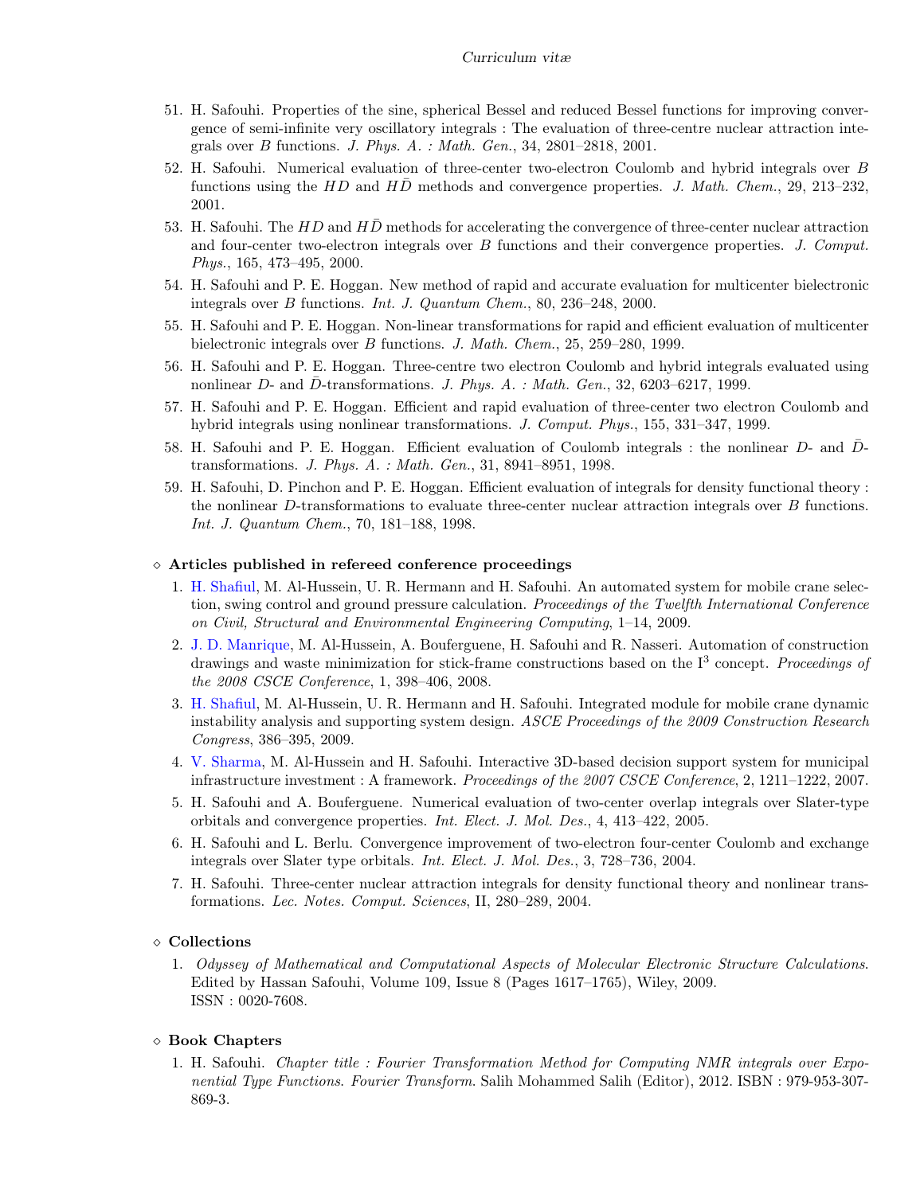51. H. Safouhi. Properties of the sine, spherical Bessel and reduced Bessel functions for improving convergence of semi-infinite very oscillatory integrals : The evaluation of three-centre nuclear attraction integrals over $B$ functions. *J. Phys. A. : Math. Gen.*, 34, 2801–2818, 2001.
52. H. Safouhi. Numerical evaluation of three-center two-electron Coulomb and hybrid integrals over $B$ functions using the $HD$ and $H\bar{D}$ methods and convergence properties. *J. Math. Chem.*, 29, 213–232, 2001.
53. H. Safouhi. The $HD$ and $H\bar{D}$ methods for accelerating the convergence of three-center nuclear attraction and four-center two-electron integrals over $B$ functions and their convergence properties. *J. Comput. Phys.*, 165, 473–495, 2000.
54. H. Safouhi and P. E. Hoggan. New method of rapid and accurate evaluation for multicenter bielectronic integrals over $B$ functions. *Int. J. Quantum Chem.*, 80, 236–248, 2000.
55. H. Safouhi and P. E. Hoggan. Non-linear transformations for rapid and efficient evaluation of multicenter bielectronic integrals over $B$ functions. *J. Math. Chem.*, 25, 259–280, 1999.
56. H. Safouhi and P. E. Hoggan. Three-centre two electron Coulomb and hybrid integrals evaluated using nonlinear $D$- and $\bar{D}$-transformations. *J. Phys. A. : Math. Gen.*, 32, 6203–6217, 1999.
57. H. Safouhi and P. E. Hoggan. Efficient and rapid evaluation of three-center two electron Coulomb and hybrid integrals using nonlinear transformations. *J. Comput. Phys.*, 155, 331–347, 1999.
58. H. Safouhi and P. E. Hoggan. Efficient evaluation of Coulomb integrals : the nonlinear $D$- and $\bar{D}$-transformations. *J. Phys. A. : Math. Gen.*, 31, 8941–8951, 1998.
59. H. Safouhi, D. Pinchon and P. E. Hoggan. Efficient evaluation of integrals for density functional theory : the nonlinear $D$-transformations to evaluate three-center nuclear attraction integrals over $B$ functions. *Int. J. Quantum Chem.*, 70, 181–188, 1998.

### ◇ Articles published in refereed conference proceedings

1. H. Shafiul, M. Al-Hussein, U. R. Hermann and H. Safouhi. An automated system for mobile crane selection, swing control and ground pressure calculation. *Proceedings of the Twelfth International Conference on Civil, Structural and Environmental Engineering Computing*, 1–14, 2009.
2. J. D. Manrique, M. Al-Hussein, A. Bouferguene, H. Safouhi and R. Nasseri. Automation of construction drawings and waste minimization for stick-frame constructions based on the $I^3$ concept. *Proceedings of the 2008 CSCE Conference*, 1, 398–406, 2008.
3. H. Shafiul, M. Al-Hussein, U. R. Hermann and H. Safouhi. Integrated module for mobile crane dynamic instability analysis and supporting system design. *ASCE Proceedings of the 2009 Construction Research Congress*, 386–395, 2009.
4. V. Sharma, M. Al-Hussein and H. Safouhi. Interactive 3D-based decision support system for municipal infrastructure investment : A framework. *Proceedings of the 2007 CSCE Conference*, 2, 1211–1222, 2007.
5. H. Safouhi and A. Bouferguene. Numerical evaluation of two-center overlap integrals over Slater-type orbitals and convergence properties. *Int. Elect. J. Mol. Des.*, 4, 413–422, 2005.
6. H. Safouhi and L. Berlu. Convergence improvement of two-electron four-center Coulomb and exchange integrals over Slater type orbitals. *Int. Elect. J. Mol. Des.*, 3, 728–736, 2004.
7. H. Safouhi. Three-center nuclear attraction integrals for density functional theory and nonlinear transformations. *Lec. Notes. Comput. Sciences*, II, 280–289, 2004.

### ◇ Collections

1. *Odyssey of Mathematical and Computational Aspects of Molecular Electronic Structure Calculations*. Edited by Hassan Safouhi, Volume 109, Issue 8 (Pages 1617–1765), Wiley, 2009. ISSN : 0020-7608.

### ◇ Book Chapters

1. H. Safouhi. *Chapter title : Fourier Transformation Method for Computing NMR integrals over Exponential Type Functions*. *Fourier Transform*. Salih Mohammed Salih (Editor), 2012. ISBN : 979-953-307-869-3.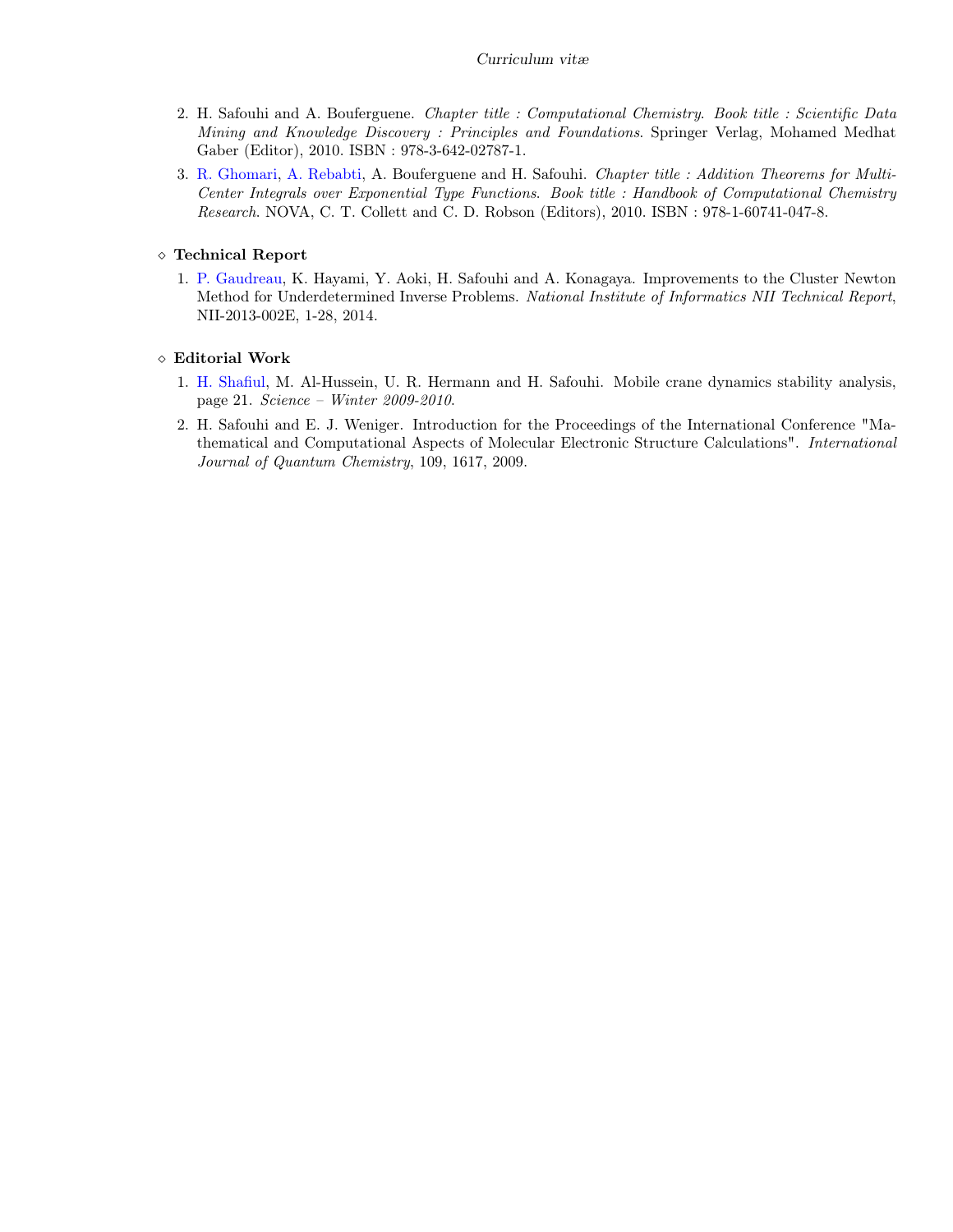2. H. Safouhi and A. Bouferguene. *Chapter title : Computational Chemistry. Book title : Scientific Data Mining and Knowledge Discovery : Principles and Foundations*. Springer Verlag, Mohamed Medhat Gaber (Editor), 2010. ISBN : 978-3-642-02787-1.

3. R. Ghomari, A. Rebabti, A. Bouferguene and H. Safouhi. *Chapter title : Addition Theorems for Multi-Center Integrals over Exponential Type Functions. Book title : Handbook of Computational Chemistry Research*. NOVA, C. T. Collett and C. D. Robson (Editors), 2010. ISBN : 978-1-60741-047-8.

◇ **Technical Report**

1. P. Gaudreau, K. Hayami, Y. Aoki, H. Safouhi and A. Konagaya. Improvements to the Cluster Newton Method for Underdetermined Inverse Problems. *National Institute of Informatics NII Technical Report*, NII-2013-002E, 1-28, 2014.

◇ **Editorial Work**

1. H. Shafiul, M. Al-Hussein, U. R. Hermann and H. Safouhi. Mobile crane dynamics stability analysis, page 21. *Science – Winter 2009-2010*.

2. H. Safouhi and E. J. Weniger. Introduction for the Proceedings of the International Conference "Mathematical and Computational Aspects of Molecular Electronic Structure Calculations". *International Journal of Quantum Chemistry*, 109, 1617, 2009.